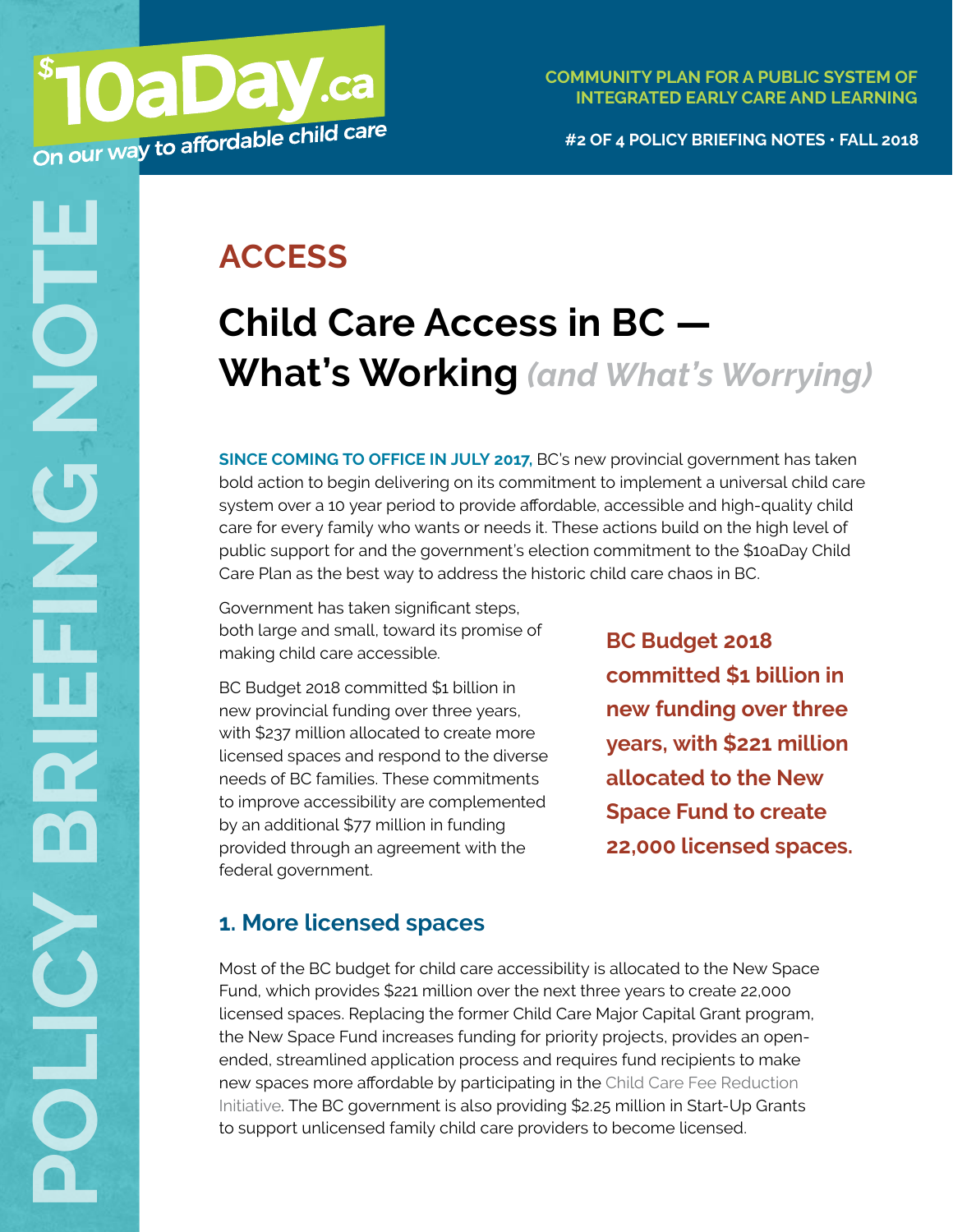$10aDay.ca

On our way to affordable child care

COMMUNITY PLAN FOR A PUBLIC SYSTEM OF INTEGRATED EARLY CARE AND LEARNING

#2 OF 4 POLICY BRIEFING NOTES · FALL 2018

POLICY BRIEFING NOTE

## ACCESS

# Child Care Access in BC — What's Working *(and What's Worrying)*

**SINCE COMING TO OFFICE IN JULY 2017,** BC's new provincial government has taken bold action to begin delivering on its commitment to implement a universal child care system over a 10 year period to provide affordable, accessible and high-quality child care for every family who wants or needs it. These actions build on the high level of public support for and the government's election commitment to the $10aDay Child Care Plan as the best way to address the historic child care chaos in BC.

Government has taken significant steps, both large and small, toward its promise of making child care accessible.

BC Budget 2018 committed $1 billion in new provincial funding over three years, with $237 million allocated to create more licensed spaces and respond to the diverse needs of BC families. These commitments to improve accessibility are complemented by an additional $77 million in funding provided through an agreement with the federal government.

**BC Budget 2018 committed $1 billion in new funding over three years, with $221 million allocated to the New Space Fund to create 22,000 licensed spaces.**

### 1. More licensed spaces

Most of the BC budget for child care accessibility is allocated to the New Space Fund, which provides $221 million over the next three years to create 22,000 licensed spaces. Replacing the former Child Care Major Capital Grant program, the New Space Fund increases funding for priority projects, provides an open-ended, streamlined application process and requires fund recipients to make new spaces more affordable by participating in the Child Care Fee Reduction Initiative. The BC government is also providing $2.25 million in Start-Up Grants to support unlicensed family child care providers to become licensed.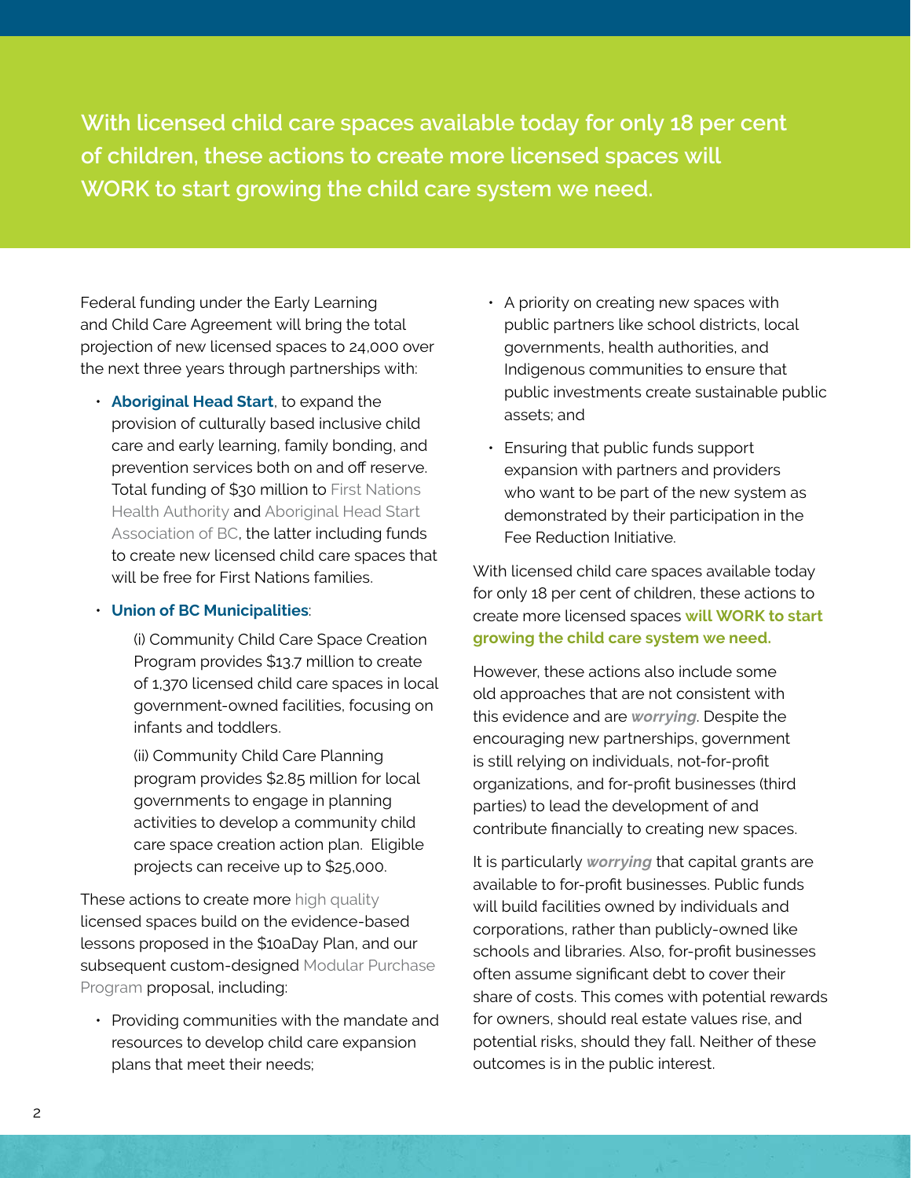**With licensed child care spaces available today for only 18 per cent of children, these actions to create more licensed spaces will WORK to start growing the child care system we need.**

Federal funding under the Early Learning and Child Care Agreement will bring the total projection of new licensed spaces to 24,000 over the next three years through partnerships with:

- **Aboriginal Head Start**, to expand the provision of culturally based inclusive child care and early learning, family bonding, and prevention services both on and off reserve. Total funding of $30 million to First Nations Health Authority and Aboriginal Head Start Association of BC, the latter including funds to create new licensed child care spaces that will be free for First Nations families.
- **Union of BC Municipalities**:

  (i) Community Child Care Space Creation Program provides $13.7 million to create of 1,370 licensed child care spaces in local government-owned facilities, focusing on infants and toddlers.

  (ii) Community Child Care Planning program provides $2.85 million for local governments to engage in planning activities to develop a community child care space creation action plan. Eligible projects can receive up to $25,000.

These actions to create more high quality licensed spaces build on the evidence-based lessons proposed in the $10aDay Plan, and our subsequent custom-designed Modular Purchase Program proposal, including:

- Providing communities with the mandate and resources to develop child care expansion plans that meet their needs;
- A priority on creating new spaces with public partners like school districts, local governments, health authorities, and Indigenous communities to ensure that public investments create sustainable public assets; and
- Ensuring that public funds support expansion with partners and providers who want to be part of the new system as demonstrated by their participation in the Fee Reduction Initiative.

With licensed child care spaces available today for only 18 per cent of children, these actions to create more licensed spaces **will WORK to start growing the child care system we need.**

However, these actions also include some old approaches that are not consistent with this evidence and are ***worrying***. Despite the encouraging new partnerships, government is still relying on individuals, not-for-profit organizations, and for-profit businesses (third parties) to lead the development of and contribute financially to creating new spaces.

It is particularly ***worrying*** that capital grants are available to for-profit businesses. Public funds will build facilities owned by individuals and corporations, rather than publicly-owned like schools and libraries. Also, for-profit businesses often assume significant debt to cover their share of costs. This comes with potential rewards for owners, should real estate values rise, and potential risks, should they fall. Neither of these outcomes is in the public interest.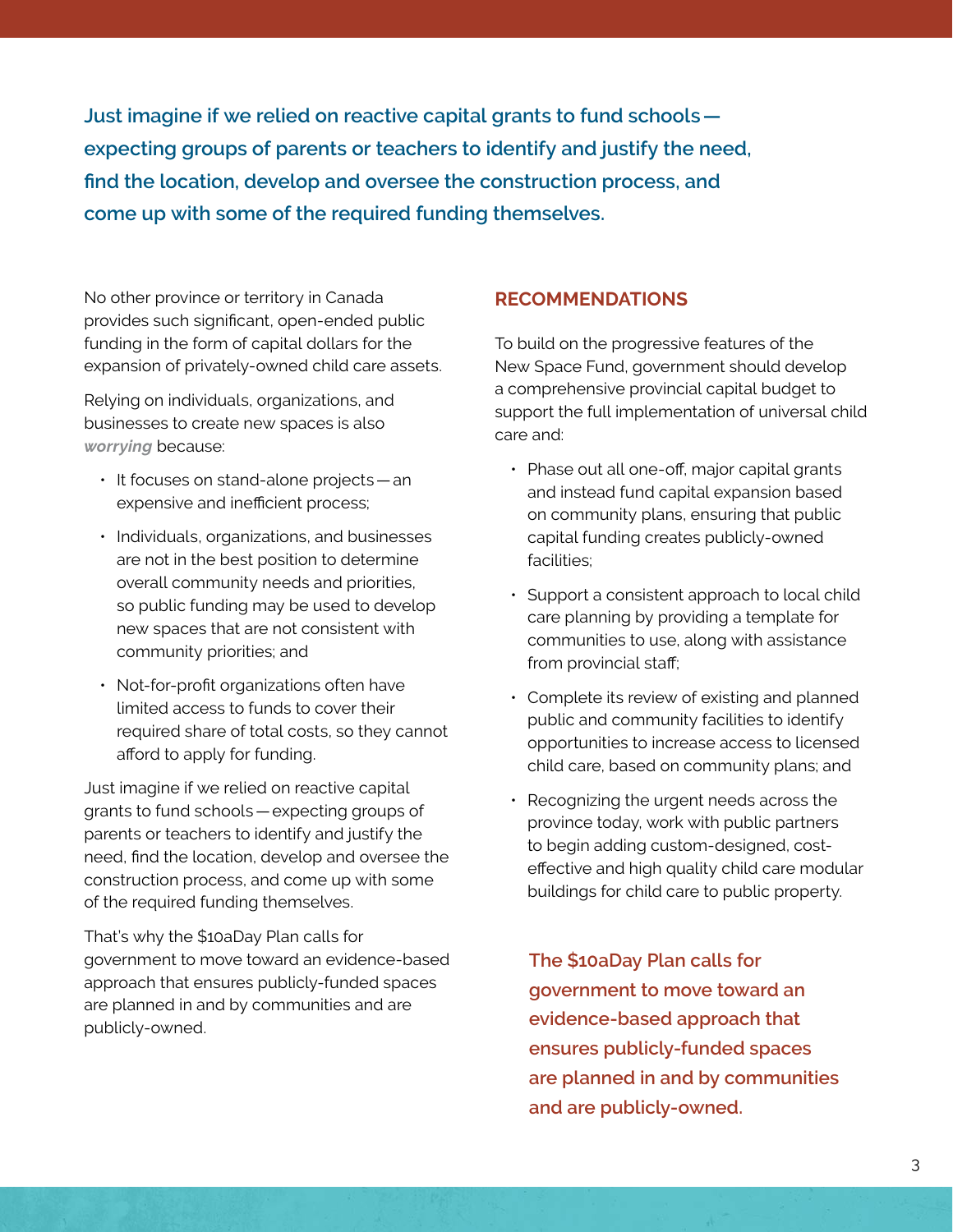**Just imagine if we relied on reactive capital grants to fund schools — expecting groups of parents or teachers to identify and justify the need, find the location, develop and oversee the construction process, and come up with some of the required funding themselves.**

No other province or territory in Canada provides such significant, open-ended public funding in the form of capital dollars for the expansion of privately-owned child care assets.

Relying on individuals, organizations, and businesses to create new spaces is also ***worrying*** because:

- It focuses on stand-alone projects — an expensive and inefficient process;
- Individuals, organizations, and businesses are not in the best position to determine overall community needs and priorities, so public funding may be used to develop new spaces that are not consistent with community priorities; and
- Not-for-profit organizations often have limited access to funds to cover their required share of total costs, so they cannot afford to apply for funding.

Just imagine if we relied on reactive capital grants to fund schools — expecting groups of parents or teachers to identify and justify the need, find the location, develop and oversee the construction process, and come up with some of the required funding themselves.

That's why the $10aDay Plan calls for government to move toward an evidence-based approach that ensures publicly-funded spaces are planned in and by communities and are publicly-owned.

## RECOMMENDATIONS

To build on the progressive features of the New Space Fund, government should develop a comprehensive provincial capital budget to support the full implementation of universal child care and:

- Phase out all one-off, major capital grants and instead fund capital expansion based on community plans, ensuring that public capital funding creates publicly-owned facilities;
- Support a consistent approach to local child care planning by providing a template for communities to use, along with assistance from provincial staff;
- Complete its review of existing and planned public and community facilities to identify opportunities to increase access to licensed child care, based on community plans; and
- Recognizing the urgent needs across the province today, work with public partners to begin adding custom-designed, cost-effective and high quality child care modular buildings for child care to public property.

**The $10aDay Plan calls for government to move toward an evidence-based approach that ensures publicly-funded spaces are planned in and by communities and are publicly-owned.**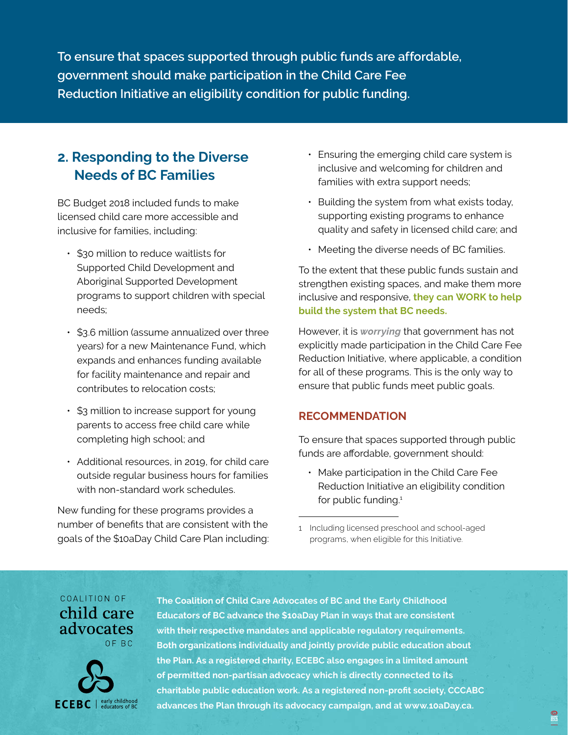**To ensure that spaces supported through public funds are affordable, government should make participation in the Child Care Fee Reduction Initiative an eligibility condition for public funding.**

## 2. Responding to the Diverse Needs of BC Families

BC Budget 2018 included funds to make licensed child care more accessible and inclusive for families, including:

- $30 million to reduce waitlists for Supported Child Development and Aboriginal Supported Development programs to support children with special needs;
- $3.6 million (assume annualized over three years) for a new Maintenance Fund, which expands and enhances funding available for facility maintenance and repair and contributes to relocation costs;
- $3 million to increase support for young parents to access free child care while completing high school; and
- Additional resources, in 2019, for child care outside regular business hours for families with non-standard work schedules.

New funding for these programs provides a number of benefits that are consistent with the goals of the $10aDay Child Care Plan including:

- Ensuring the emerging child care system is inclusive and welcoming for children and families with extra support needs;
- Building the system from what exists today, supporting existing programs to enhance quality and safety in licensed child care; and
- Meeting the diverse needs of BC families.

To the extent that these public funds sustain and strengthen existing spaces, and make them more inclusive and responsive, **they can WORK to help build the system that BC needs.**

However, it is ***worrying*** that government has not explicitly made participation in the Child Care Fee Reduction Initiative, where applicable, a condition for all of these programs. This is the only way to ensure that public funds meet public goals.

### RECOMMENDATION

To ensure that spaces supported through public funds are affordable, government should:

- Make participation in the Child Care Fee Reduction Initiative an eligibility condition for public funding.[1]

1 Including licensed preschool and school-aged programs, when eligible for this Initiative.

COALITION OF child care advocates OF BC

ECEBC | early childhood educators of BC

**The Coalition of Child Care Advocates of BC and the Early Childhood Educators of BC advance the $10aDay Plan in ways that are consistent with their respective mandates and applicable regulatory requirements. Both organizations individually and jointly provide public education about the Plan. As a registered charity, ECEBC also engages in a limited amount of permitted non-partisan advocacy which is directly connected to its charitable public education work. As a registered non-profit society, CCCABC advances the Plan through its advocacy campaign, and at www.10aDay.ca.**